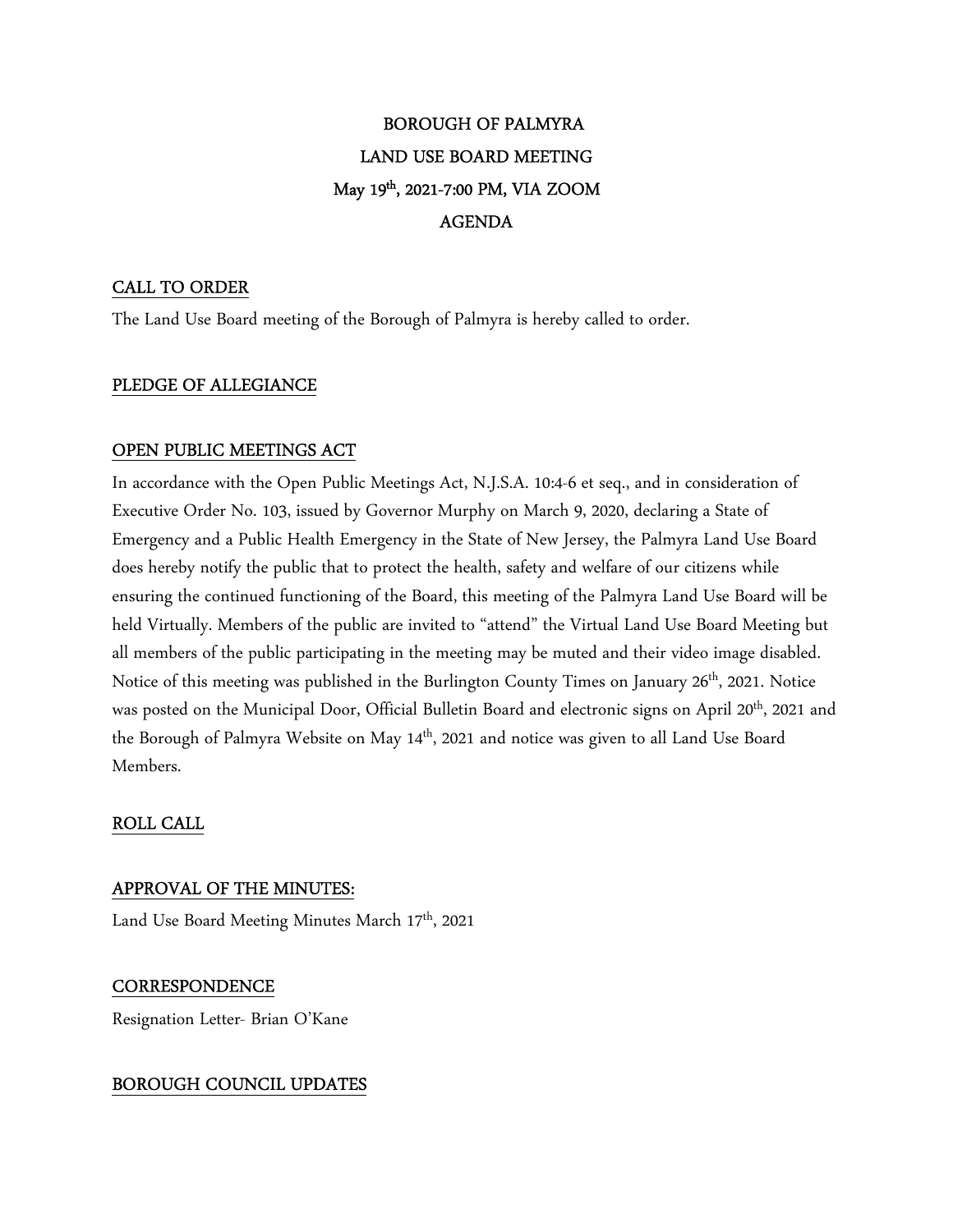# BOROUGH OF PALMYRA
# LAND USE BOARD MEETING
# May 19th, 2021-7:00 PM, VIA ZOOM
# AGENDA

## CALL TO ORDER

The Land Use Board meeting of the Borough of Palmyra is hereby called to order.

## PLEDGE OF ALLEGIANCE

## OPEN PUBLIC MEETINGS ACT

In accordance with the Open Public Meetings Act, N.J.S.A. 10:4-6 et seq., and in consideration of Executive Order No. 103, issued by Governor Murphy on March 9, 2020, declaring a State of Emergency and a Public Health Emergency in the State of New Jersey, the Palmyra Land Use Board does hereby notify the public that to protect the health, safety and welfare of our citizens while ensuring the continued functioning of the Board, this meeting of the Palmyra Land Use Board will be held Virtually. Members of the public are invited to "attend" the Virtual Land Use Board Meeting but all members of the public participating in the meeting may be muted and their video image disabled. Notice of this meeting was published in the Burlington County Times on January 26th, 2021. Notice was posted on the Municipal Door, Official Bulletin Board and electronic signs on April 20th, 2021 and the Borough of Palmyra Website on May 14th, 2021 and notice was given to all Land Use Board Members.

## ROLL CALL

## APPROVAL OF THE MINUTES:

Land Use Board Meeting Minutes March 17th, 2021

## CORRESPONDENCE

Resignation Letter- Brian O'Kane

## BOROUGH COUNCIL UPDATES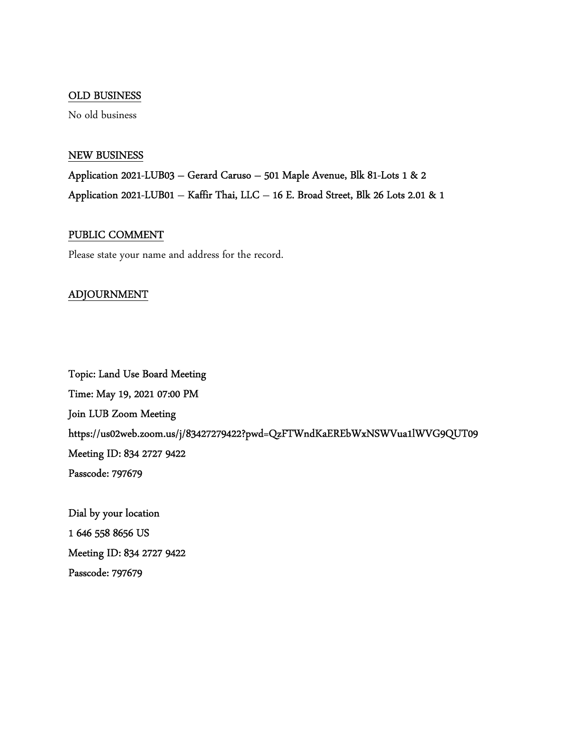## OLD BUSINESS

No old business

## NEW BUSINESS

Application 2021-LUB03 – Gerard Caruso – 501 Maple Avenue, Blk 81-Lots 1 & 2

Application 2021-LUB01 – Kaffir Thai, LLC – 16 E. Broad Street, Blk 26 Lots 2.01 & 1

## PUBLIC COMMENT

Please state your name and address for the record.

## ADJOURNMENT

Topic: Land Use Board Meeting

Time: May 19, 2021 07:00 PM

Join LUB Zoom Meeting

https://us02web.zoom.us/j/83427279422?pwd=QzFTWndKaEREbWxNSWVua1lWVG9QUT09

Meeting ID: 834 2727 9422

Passcode: 797679

Dial by your location

1 646 558 8656 US

Meeting ID: 834 2727 9422

Passcode: 797679